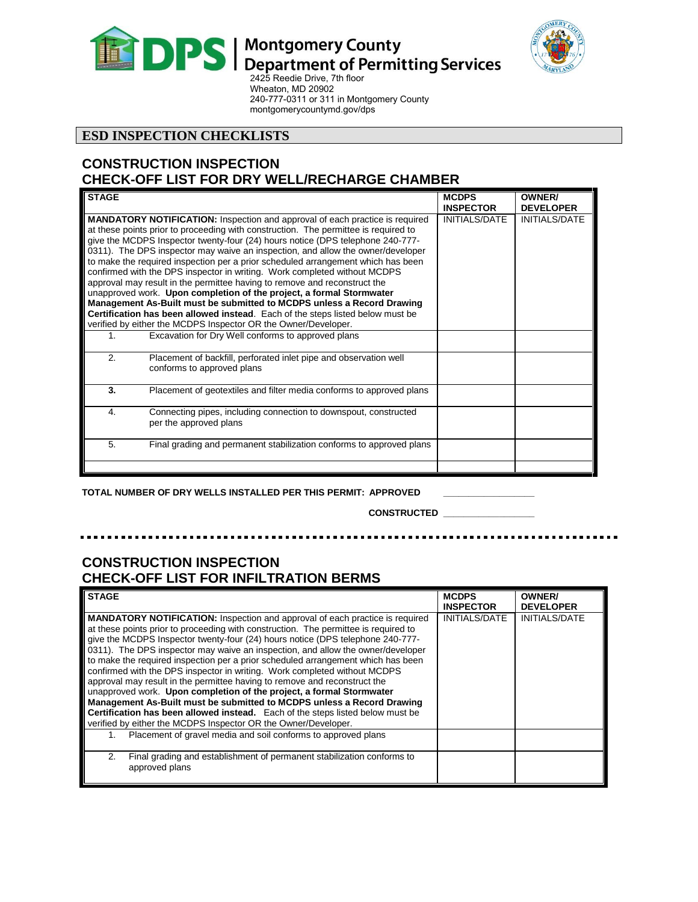**DPS | Montgomery County Department of Permitting Services**
2425 Reedie Drive, 7th floor
Wheaton, MD 20902
240-777-0311 or 311 in Montgomery County
montgomerycountymd.gov/dps

# ESD INSPECTION CHECKLISTS

## CONSTRUCTION INSPECTION CHECK-OFF LIST FOR DRY WELL/RECHARGE CHAMBER

| STAGE | | MCDPS INSPECTOR | OWNER/ DEVELOPER |
|---|---|---|---|
| **MANDATORY NOTIFICATION:** Inspection and approval of each practice is required at these points prior to proceeding with construction. The permittee is required to give the MCDPS Inspector twenty-four (24) hours notice (DPS telephone 240-777-0311). The DPS inspector may waive an inspection, and allow the owner/developer to make the required inspection per a prior scheduled arrangement which has been confirmed with the DPS inspector in writing. Work completed without MCDPS approval may result in the permittee having to remove and reconstruct the unapproved work. **Upon completion of the project, a formal Stormwater Management As-Built must be submitted to MCDPS unless a Record Drawing Certification has been allowed instead**. Each of the steps listed below must be verified by either the MCDPS Inspector OR the Owner/Developer. | | INITIALS/DATE | INITIALS/DATE |
| 1. | Excavation for Dry Well conforms to approved plans | | |
| 2. | Placement of backfill, perforated inlet pipe and observation well conforms to approved plans | | |
| **3.** | Placement of geotextiles and filter media conforms to approved plans | | |
| 4. | Connecting pipes, including connection to downspout, constructed per the approved plans | | |
| 5. | Final grading and permanent stabilization conforms to approved plans | | |
| | | | |

**TOTAL NUMBER OF DRY WELLS INSTALLED PER THIS PERMIT: APPROVED** \_\_\_\_\_\_\_\_\_\_\_\_\_\_\_\_\_

**CONSTRUCTED** \_\_\_\_\_\_\_\_\_\_\_\_\_\_\_\_\_

---

## CONSTRUCTION INSPECTION CHECK-OFF LIST FOR INFILTRATION BERMS

| STAGE | | MCDPS INSPECTOR | OWNER/ DEVELOPER |
|---|---|---|---|
| **MANDATORY NOTIFICATION:** Inspection and approval of each practice is required at these points prior to proceeding with construction. The permittee is required to give the MCDPS Inspector twenty-four (24) hours notice (DPS telephone 240-777-0311). The DPS inspector may waive an inspection, and allow the owner/developer to make the required inspection per a prior scheduled arrangement which has been confirmed with the DPS inspector in writing. Work completed without MCDPS approval may result in the permittee having to remove and reconstruct the unapproved work. **Upon completion of the project, a formal Stormwater Management As-Built must be submitted to MCDPS unless a Record Drawing Certification has been allowed instead.** Each of the steps listed below must be verified by either the MCDPS Inspector OR the Owner/Developer. | | INITIALS/DATE | INITIALS/DATE |
| 1. | Placement of gravel media and soil conforms to approved plans | | |
| 2. | Final grading and establishment of permanent stabilization conforms to approved plans | | |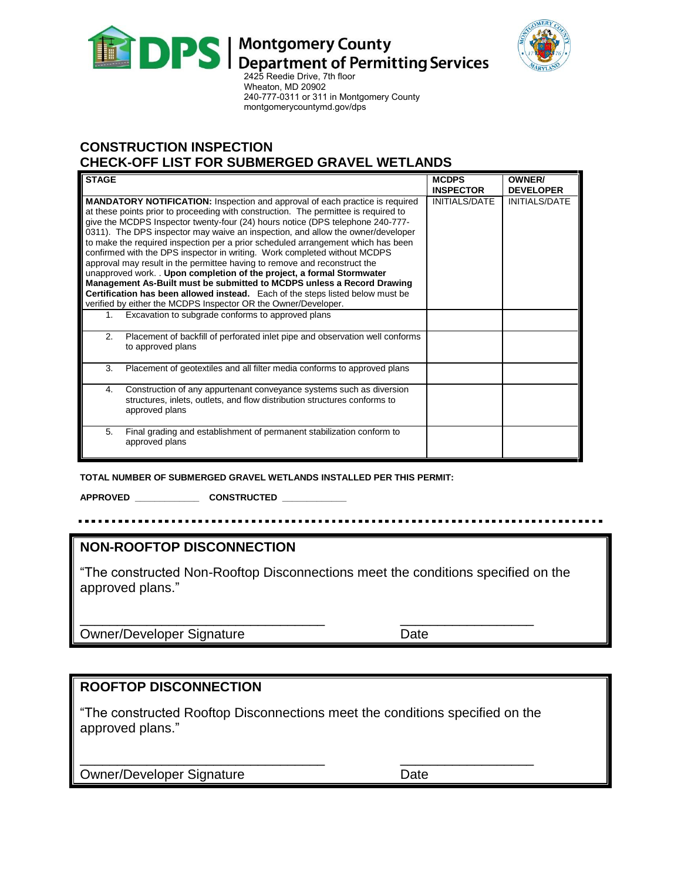**Montgomery County Department of Permitting Services**
2425 Reedie Drive, 7th floor
Wheaton, MD 20902
240-777-0311 or 311 in Montgomery County
montgomerycountymd.gov/dps

## CONSTRUCTION INSPECTION
## CHECK-OFF LIST FOR SUBMERGED GRAVEL WETLANDS

| STAGE | MCDPS INSPECTOR | OWNER/ DEVELOPER |
|---|---|---|
| **MANDATORY NOTIFICATION:** Inspection and approval of each practice is required at these points prior to proceeding with construction. The permittee is required to give the MCDPS Inspector twenty-four (24) hours notice (DPS telephone 240-777-0311). The DPS inspector may waive an inspection, and allow the owner/developer to make the required inspection per a prior scheduled arrangement which has been confirmed with the DPS inspector in writing. Work completed without MCDPS approval may result in the permittee having to remove and reconstruct the unapproved work. . **Upon completion of the project, a formal Stormwater Management As-Built must be submitted to MCDPS unless a Record Drawing Certification has been allowed instead.** Each of the steps listed below must be verified by either the MCDPS Inspector OR the Owner/Developer. | INITIALS/DATE | INITIALS/DATE |
| 1. Excavation to subgrade conforms to approved plans | | |
| 2. Placement of backfill of perforated inlet pipe and observation well conforms to approved plans | | |
| 3. Placement of geotextiles and all filter media conforms to approved plans | | |
| 4. Construction of any appurtenant conveyance systems such as diversion structures, inlets, outlets, and flow distribution structures conforms to approved plans | | |
| 5. Final grading and establishment of permanent stabilization conform to approved plans | | |

**TOTAL NUMBER OF SUBMERGED GRAVEL WETLANDS INSTALLED PER THIS PERMIT:**

**APPROVED** ____________ **CONSTRUCTED** ____________

## NON-ROOFTOP DISCONNECTION

"The constructed Non-Rooftop Disconnections meet the conditions specified on the approved plans."

_________________________________ __________________

Owner/Developer Signature Date

## ROOFTOP DISCONNECTION

"The constructed Rooftop Disconnections meet the conditions specified on the approved plans."

_________________________________ __________________

Owner/Developer Signature Date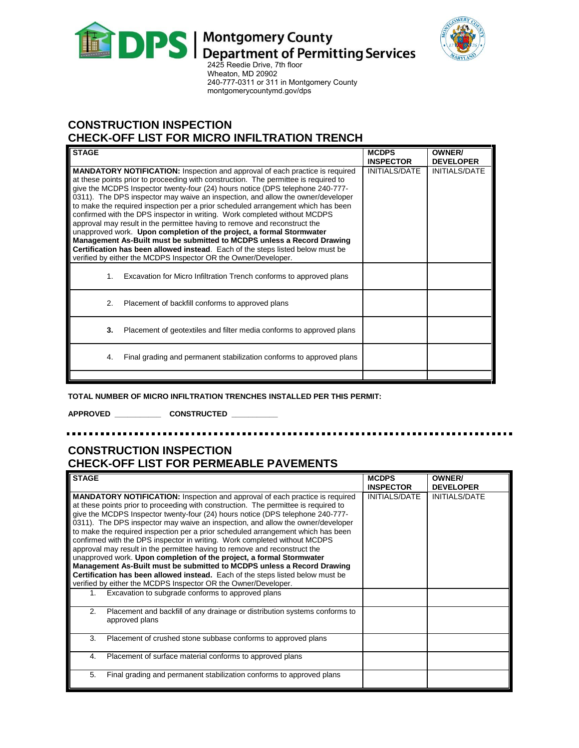**Montgomery County Department of Permitting Services**
2425 Reedie Drive, 7th floor
Wheaton, MD 20902
240-777-0311 or 311 in Montgomery County
montgomerycountymd.gov/dps

## CONSTRUCTION INSPECTION
## CHECK-OFF LIST FOR MICRO INFILTRATION TRENCH

| STAGE | MCDPS INSPECTOR | OWNER/ DEVELOPER |
|---|---|---|
| **MANDATORY NOTIFICATION:** Inspection and approval of each practice is required at these points prior to proceeding with construction. The permittee is required to give the MCDPS Inspector twenty-four (24) hours notice (DPS telephone 240-777-0311). The DPS inspector may waive an inspection, and allow the owner/developer to make the required inspection per a prior scheduled arrangement which has been confirmed with the DPS inspector in writing. Work completed without MCDPS approval may result in the permittee having to remove and reconstruct the unapproved work. **Upon completion of the project, a formal Stormwater Management As-Built must be submitted to MCDPS unless a Record Drawing Certification has been allowed instead**. Each of the steps listed below must be verified by either the MCDPS Inspector OR the Owner/Developer. | INITIALS/DATE | INITIALS/DATE |
| 1. Excavation for Micro Infiltration Trench conforms to approved plans | | |
| 2. Placement of backfill conforms to approved plans | | |
| **3.** Placement of geotextiles and filter media conforms to approved plans | | |
| 4. Final grading and permanent stabilization conforms to approved plans | | |
| | | |

**TOTAL NUMBER OF MICRO INFILTRATION TRENCHES INSTALLED PER THIS PERMIT:**

**APPROVED ___________ CONSTRUCTED ___________**

## CONSTRUCTION INSPECTION
## CHECK-OFF LIST FOR PERMEABLE PAVEMENTS

| STAGE | MCDPS INSPECTOR | OWNER/ DEVELOPER |
|---|---|---|
| **MANDATORY NOTIFICATION:** Inspection and approval of each practice is required at these points prior to proceeding with construction. The permittee is required to give the MCDPS Inspector twenty-four (24) hours notice (DPS telephone 240-777-0311). The DPS inspector may waive an inspection, and allow the owner/developer to make the required inspection per a prior scheduled arrangement which has been confirmed with the DPS inspector in writing. Work completed without MCDPS approval may result in the permittee having to remove and reconstruct the unapproved work. **Upon completion of the project, a formal Stormwater Management As-Built must be submitted to MCDPS unless a Record Drawing Certification has been allowed instead.** Each of the steps listed below must be verified by either the MCDPS Inspector OR the Owner/Developer. | INITIALS/DATE | INITIALS/DATE |
| 1. Excavation to subgrade conforms to approved plans | | |
| 2. Placement and backfill of any drainage or distribution systems conforms to approved plans | | |
| 3. Placement of crushed stone subbase conforms to approved plans | | |
| 4. Placement of surface material conforms to approved plans | | |
| 5. Final grading and permanent stabilization conforms to approved plans | | |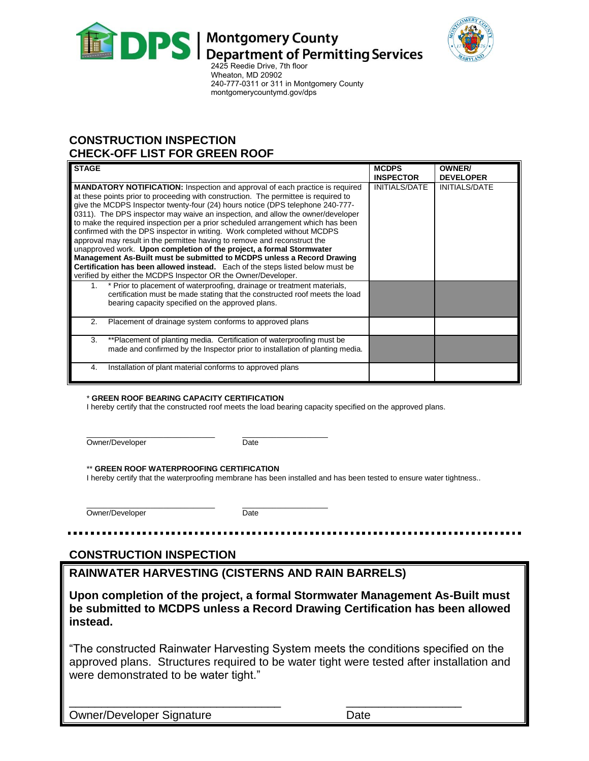**Montgomery County Department of Permitting Services**
2425 Reedie Drive, 7th floor
Wheaton, MD 20902
240-777-0311 or 311 in Montgomery County
montgomerycountymd.gov/dps

## CONSTRUCTION INSPECTION CHECK-OFF LIST FOR GREEN ROOF

| STAGE | MCDPS INSPECTOR | OWNER/ DEVELOPER |
|---|---|---|
| **MANDATORY NOTIFICATION:** Inspection and approval of each practice is required at these points prior to proceeding with construction. The permittee is required to give the MCDPS Inspector twenty-four (24) hours notice (DPS telephone 240-777-0311). The DPS inspector may waive an inspection, and allow the owner/developer to make the required inspection per a prior scheduled arrangement which has been confirmed with the DPS inspector in writing. Work completed without MCDPS approval may result in the permittee having to remove and reconstruct the unapproved work. **Upon completion of the project, a formal Stormwater Management As-Built must be submitted to MCDPS unless a Record Drawing Certification has been allowed instead.** Each of the steps listed below must be verified by either the MCDPS Inspector OR the Owner/Developer. | INITIALS/DATE | INITIALS/DATE |
| 1. * Prior to placement of waterproofing, drainage or treatment materials, certification must be made stating that the constructed roof meets the load bearing capacity specified on the approved plans. | | |
| 2. Placement of drainage system conforms to approved plans | | |
| 3. **Placement of planting media. Certification of waterproofing must be made and confirmed by the Inspector prior to installation of planting media. | | |
| 4. Installation of plant material conforms to approved plans | | |

\* **GREEN ROOF BEARING CAPACITY CERTIFICATION**
I hereby certify that the constructed roof meets the load bearing capacity specified on the approved plans.

\_\_\_\_\_\_\_\_\_\_\_\_\_\_\_\_\_\_\_\_\_\_\_\_\_\_ \_\_\_\_\_\_\_\_\_\_\_\_\_\_\_\_\_\_\_
Owner/Developer Date

\*\* **GREEN ROOF WATERPROOFING CERTIFICATION**
I hereby certify that the waterproofing membrane has been installed and has been tested to ensure water tightness..

\_\_\_\_\_\_\_\_\_\_\_\_\_\_\_\_\_\_\_\_\_\_\_\_\_\_ \_\_\_\_\_\_\_\_\_\_\_\_\_\_\_\_\_\_\_
Owner/Developer Date

---

## CONSTRUCTION INSPECTION

### RAINWATER HARVESTING (CISTERNS AND RAIN BARRELS)

**Upon completion of the project, a formal Stormwater Management As-Built must be submitted to MCDPS unless a Record Drawing Certification has been allowed instead.**

"The constructed Rainwater Harvesting System meets the conditions specified on the approved plans. Structures required to be water tight were tested after installation and were demonstrated to be water tight."

\_\_\_\_\_\_\_\_\_\_\_\_\_\_\_\_\_\_\_\_\_\_\_\_\_\_\_\_\_\_\_\_\_\_ \_\_\_\_\_\_\_\_\_\_\_\_\_\_\_\_\_\_\_
Owner/Developer Signature Date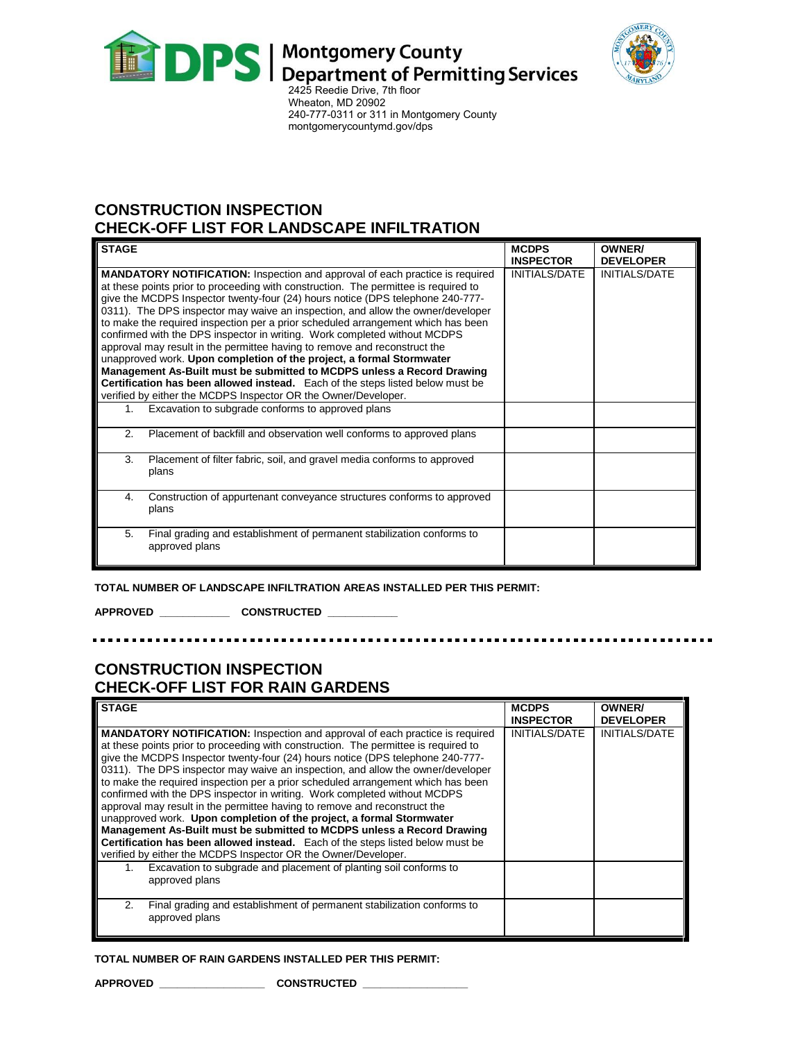**Montgomery County Department of Permitting Services**
2425 Reedie Drive, 7th floor
Wheaton, MD 20902
240-777-0311 or 311 in Montgomery County
montgomerycountymd.gov/dps

## CONSTRUCTION INSPECTION
## CHECK-OFF LIST FOR LANDSCAPE INFILTRATION

| STAGE | MCDPS INSPECTOR | OWNER/ DEVELOPER |
|---|---|---|
| **MANDATORY NOTIFICATION:** Inspection and approval of each practice is required at these points prior to proceeding with construction. The permittee is required to give the MCDPS Inspector twenty-four (24) hours notice (DPS telephone 240-777-0311). The DPS inspector may waive an inspection, and allow the owner/developer to make the required inspection per a prior scheduled arrangement which has been confirmed with the DPS inspector in writing. Work completed without MCDPS approval may result in the permittee having to remove and reconstruct the unapproved work. **Upon completion of the project, a formal Stormwater Management As-Built must be submitted to MCDPS unless a Record Drawing Certification has been allowed instead.** Each of the steps listed below must be verified by either the MCDPS Inspector OR the Owner/Developer. | INITIALS/DATE | INITIALS/DATE |
| 1. Excavation to subgrade conforms to approved plans | | |
| 2. Placement of backfill and observation well conforms to approved plans | | |
| 3. Placement of filter fabric, soil, and gravel media conforms to approved plans | | |
| 4. Construction of appurtenant conveyance structures conforms to approved plans | | |
| 5. Final grading and establishment of permanent stabilization conforms to approved plans | | |

**TOTAL NUMBER OF LANDSCAPE INFILTRATION AREAS INSTALLED PER THIS PERMIT:**

**APPROVED** ___________ **CONSTRUCTED** ___________

## CONSTRUCTION INSPECTION
## CHECK-OFF LIST FOR RAIN GARDENS

| STAGE | MCDPS INSPECTOR | OWNER/ DEVELOPER |
|---|---|---|
| **MANDATORY NOTIFICATION:** Inspection and approval of each practice is required at these points prior to proceeding with construction. The permittee is required to give the MCDPS Inspector twenty-four (24) hours notice (DPS telephone 240-777-0311). The DPS inspector may waive an inspection, and allow the owner/developer to make the required inspection per a prior scheduled arrangement which has been confirmed with the DPS inspector in writing. Work completed without MCDPS approval may result in the permittee having to remove and reconstruct the unapproved work. **Upon completion of the project, a formal Stormwater Management As-Built must be submitted to MCDPS unless a Record Drawing Certification has been allowed instead.** Each of the steps listed below must be verified by either the MCDPS Inspector OR the Owner/Developer. | INITIALS/DATE | INITIALS/DATE |
| 1. Excavation to subgrade and placement of planting soil conforms to approved plans | | |
| 2. Final grading and establishment of permanent stabilization conforms to approved plans | | |

**TOTAL NUMBER OF RAIN GARDENS INSTALLED PER THIS PERMIT:**

**APPROVED** _________________ **CONSTRUCTED** _________________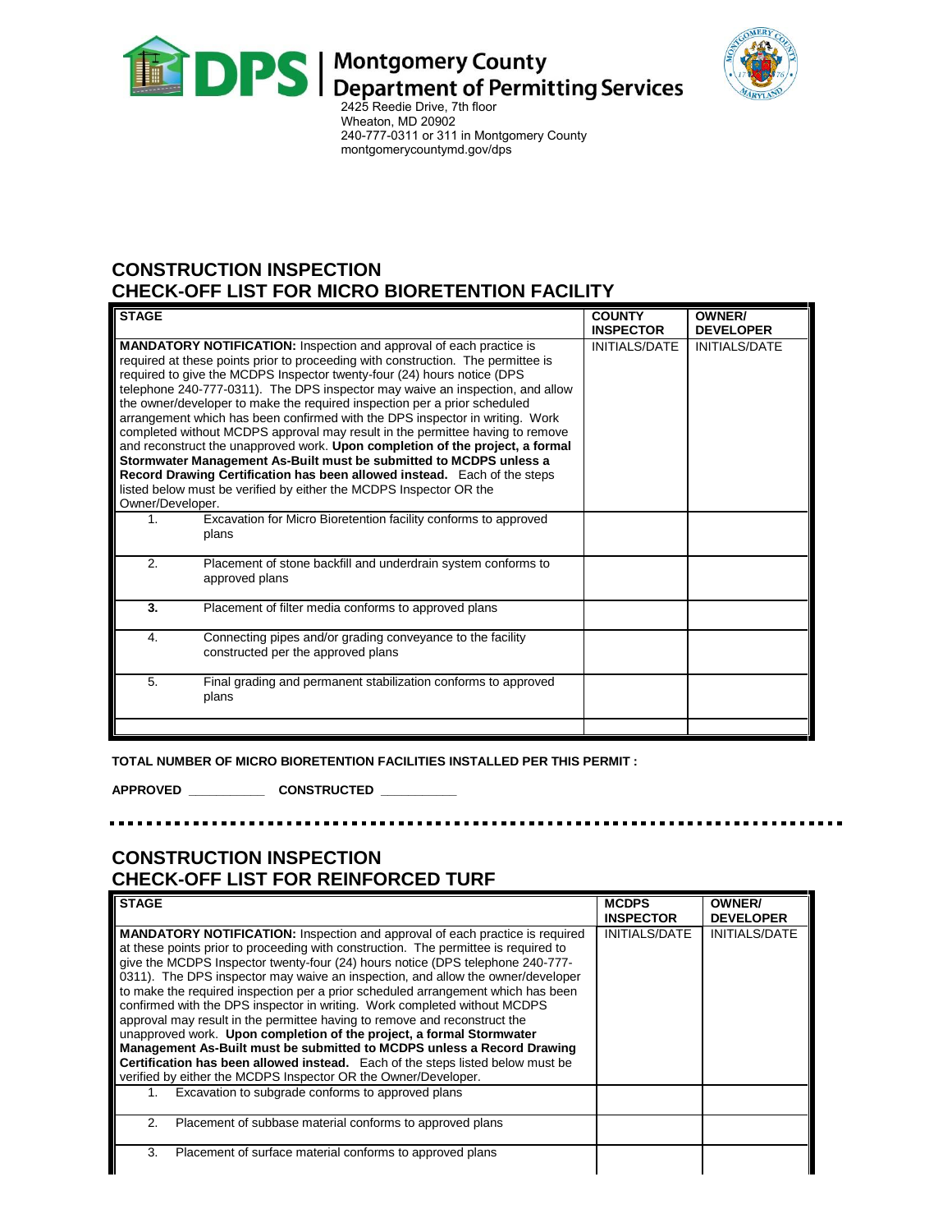**DPS | Montgomery County Department of Permitting Services**
2425 Reedie Drive, 7th floor
Wheaton, MD 20902
240-777-0311 or 311 in Montgomery County
montgomerycountymd.gov/dps

## CONSTRUCTION INSPECTION
## CHECK-OFF LIST FOR MICRO BIORETENTION FACILITY

| STAGE | | COUNTY INSPECTOR | OWNER/ DEVELOPER |
|---|---|---|---|
| **MANDATORY NOTIFICATION:** Inspection and approval of each practice is required at these points prior to proceeding with construction. The permittee is required to give the MCDPS Inspector twenty-four (24) hours notice (DPS telephone 240-777-0311). The DPS inspector may waive an inspection, and allow the owner/developer to make the required inspection per a prior scheduled arrangement which has been confirmed with the DPS inspector in writing. Work completed without MCDPS approval may result in the permittee having to remove and reconstruct the unapproved work. **Upon completion of the project, a formal Stormwater Management As-Built must be submitted to MCDPS unless a Record Drawing Certification has been allowed instead.** Each of the steps listed below must be verified by either the MCDPS Inspector OR the Owner/Developer. | | INITIALS/DATE | INITIALS/DATE |
| 1. | Excavation for Micro Bioretention facility conforms to approved plans | | |
| 2. | Placement of stone backfill and underdrain system conforms to approved plans | | |
| **3.** | Placement of filter media conforms to approved plans | | |
| 4. | Connecting pipes and/or grading conveyance to the facility constructed per the approved plans | | |
| 5. | Final grading and permanent stabilization conforms to approved plans | | |
| | | | |

**TOTAL NUMBER OF MICRO BIORETENTION FACILITIES INSTALLED PER THIS PERMIT :**

**APPROVED \_\_\_\_\_\_\_\_\_\_\_ CONSTRUCTED \_\_\_\_\_\_\_\_\_\_\_**

---

## CONSTRUCTION INSPECTION
## CHECK-OFF LIST FOR REINFORCED TURF

| STAGE | MCDPS INSPECTOR | OWNER/ DEVELOPER |
|---|---|---|
| **MANDATORY NOTIFICATION:** Inspection and approval of each practice is required at these points prior to proceeding with construction. The permittee is required to give the MCDPS Inspector twenty-four (24) hours notice (DPS telephone 240-777-0311). The DPS inspector may waive an inspection, and allow the owner/developer to make the required inspection per a prior scheduled arrangement which has been confirmed with the DPS inspector in writing. Work completed without MCDPS approval may result in the permittee having to remove and reconstruct the unapproved work. **Upon completion of the project, a formal Stormwater Management As-Built must be submitted to MCDPS unless a Record Drawing Certification has been allowed instead.** Each of the steps listed below must be verified by either the MCDPS Inspector OR the Owner/Developer. | INITIALS/DATE | INITIALS/DATE |
| 1. Excavation to subgrade conforms to approved plans | | |
| 2. Placement of subbase material conforms to approved plans | | |
| 3. Placement of surface material conforms to approved plans | | |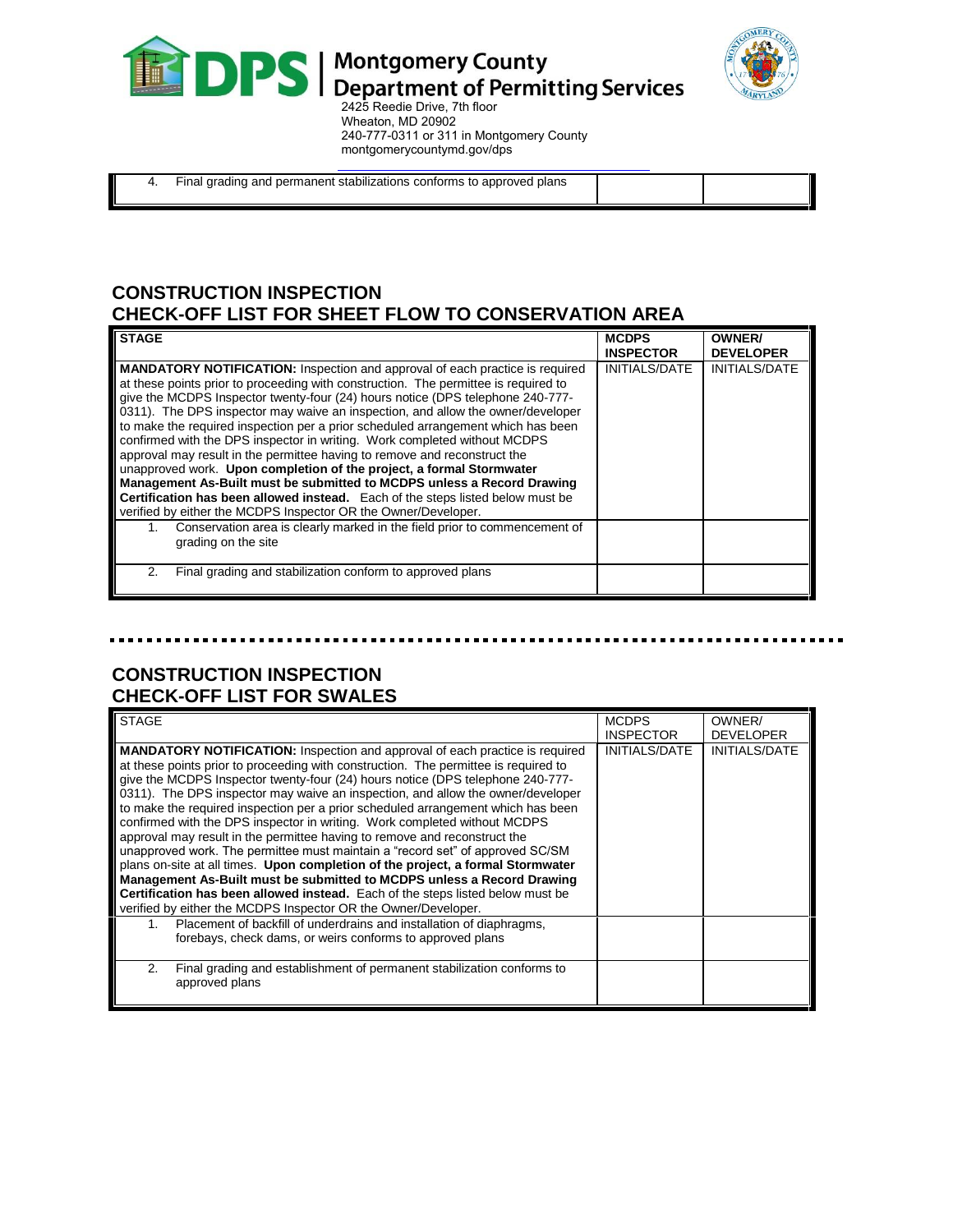| | | |
|---|---|---|
| 4. Final grading and permanent stabilizations conforms to approved plans | | |

## CONSTRUCTION INSPECTION
## CHECK-OFF LIST FOR SHEET FLOW TO CONSERVATION AREA

| **STAGE** | **MCDPS INSPECTOR** | **OWNER/ DEVELOPER** |
|---|---|---|
| **MANDATORY NOTIFICATION:** Inspection and approval of each practice is required at these points prior to proceeding with construction. The permittee is required to give the MCDPS Inspector twenty-four (24) hours notice (DPS telephone 240-777-0311). The DPS inspector may waive an inspection, and allow the owner/developer to make the required inspection per a prior scheduled arrangement which has been confirmed with the DPS inspector in writing. Work completed without MCDPS approval may result in the permittee having to remove and reconstruct the unapproved work. **Upon completion of the project, a formal Stormwater Management As-Built must be submitted to MCDPS unless a Record Drawing Certification has been allowed instead.** Each of the steps listed below must be verified by either the MCDPS Inspector OR the Owner/Developer. | INITIALS/DATE | INITIALS/DATE |
| 1. Conservation area is clearly marked in the field prior to commencement of grading on the site | | |
| 2. Final grading and stabilization conform to approved plans | | |

## CONSTRUCTION INSPECTION
## CHECK-OFF LIST FOR SWALES

| STAGE | MCDPS INSPECTOR | OWNER/ DEVELOPER |
|---|---|---|
| **MANDATORY NOTIFICATION:** Inspection and approval of each practice is required at these points prior to proceeding with construction. The permittee is required to give the MCDPS Inspector twenty-four (24) hours notice (DPS telephone 240-777-0311). The DPS inspector may waive an inspection, and allow the owner/developer to make the required inspection per a prior scheduled arrangement which has been confirmed with the DPS inspector in writing. Work completed without MCDPS approval may result in the permittee having to remove and reconstruct the unapproved work. The permittee must maintain a "record set" of approved SC/SM plans on-site at all times. **Upon completion of the project, a formal Stormwater Management As-Built must be submitted to MCDPS unless a Record Drawing Certification has been allowed instead.** Each of the steps listed below must be verified by either the MCDPS Inspector OR the Owner/Developer. | INITIALS/DATE | INITIALS/DATE |
| 1. Placement of backfill of underdrains and installation of diaphragms, forebays, check dams, or weirs conforms to approved plans | | |
| 2. Final grading and establishment of permanent stabilization conforms to approved plans | | |